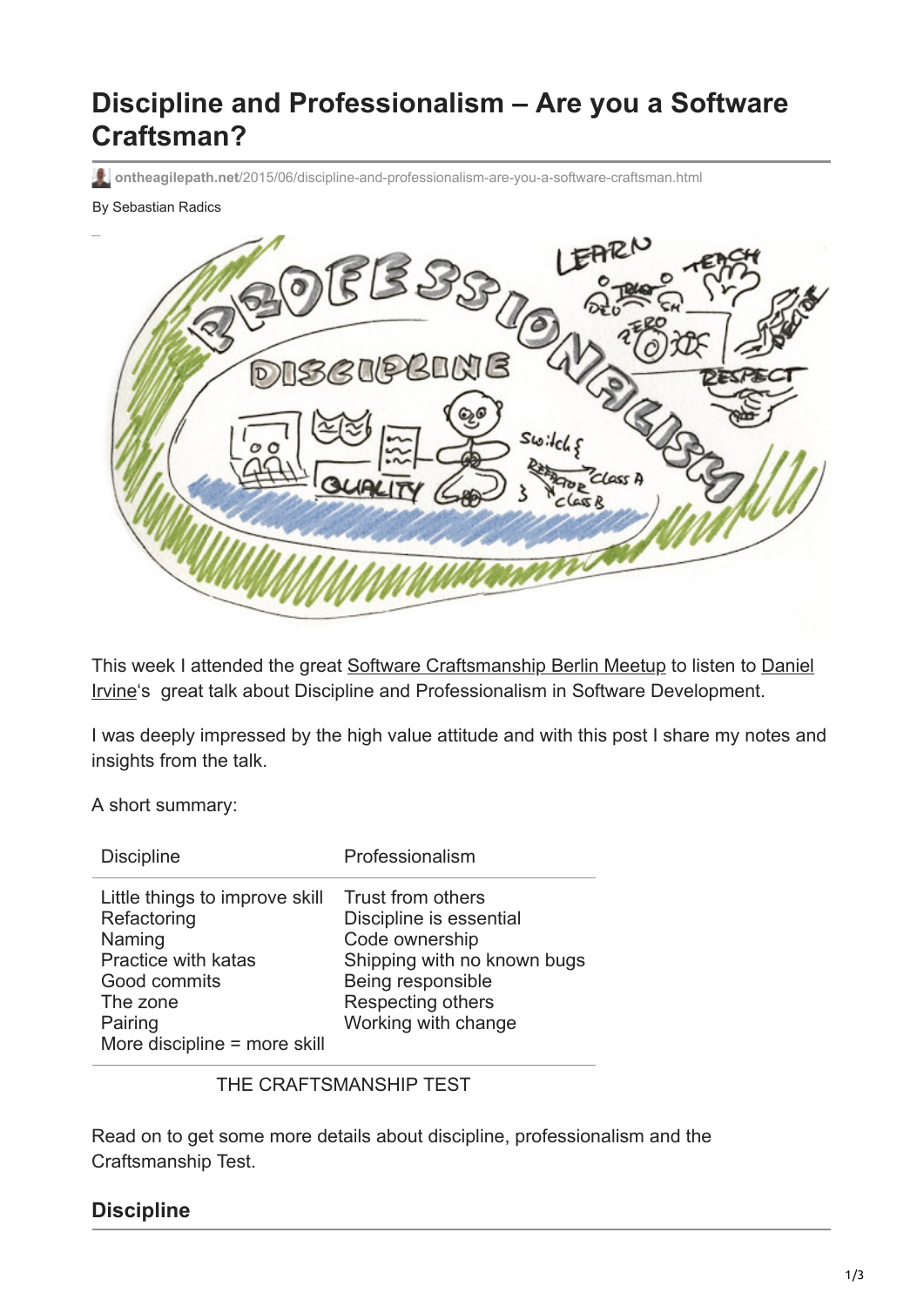# Discipline and Professionalism – Are you a Software Craftsman?

ontheagilepath.net/2015/06/discipline-and-professionalism-are-you-a-software-craftsman.html

By Sebastian Radics

This week I attended the great Software Craftsmanship Berlin Meetup to listen to Daniel Irvine's great talk about Discipline and Professionalism in Software Development.

I was deeply impressed by the high value attitude and with this post I share my notes and insights from the talk.

A short summary:

| Discipline | Professionalism |
|---|---|
| Little things to improve skill | Trust from others |
| Refactoring | Discipline is essential |
| Naming | Code ownership |
| Practice with katas | Shipping with no known bugs |
| Good commits | Being responsible |
| The zone | Respecting others |
| Pairing | Working with change |
| More discipline = more skill | |

THE CRAFTSMANSHIP TEST

Read on to get some more details about discipline, professionalism and the Craftsmanship Test.

## Discipline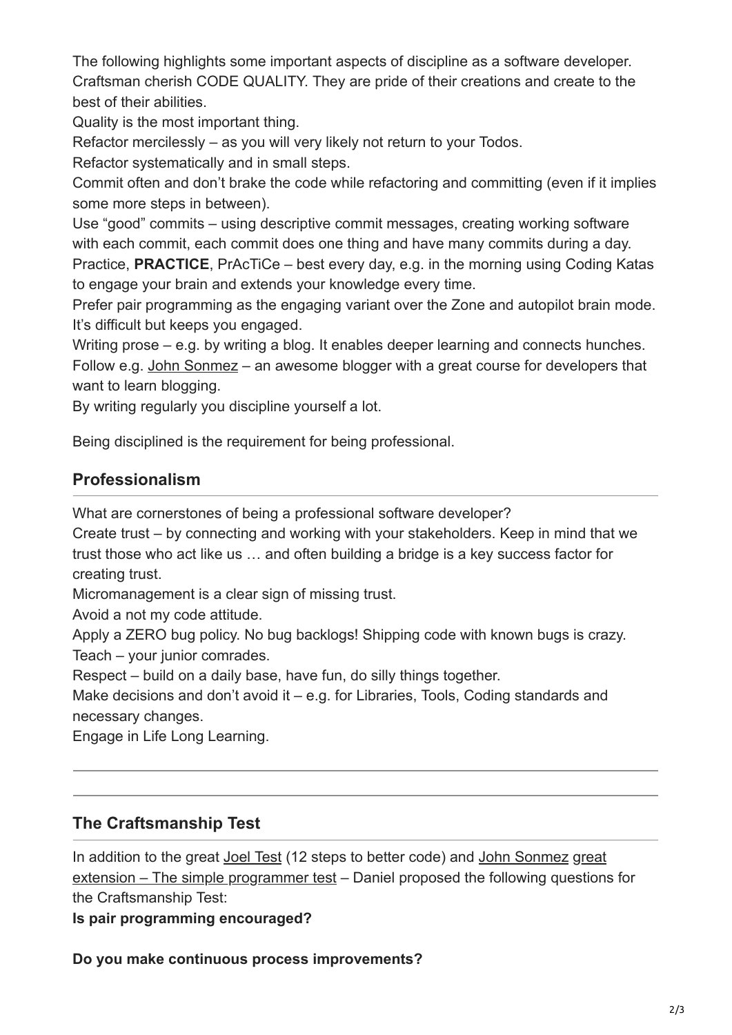The following highlights some important aspects of discipline as a software developer.
Craftsman cherish CODE QUALITY. They are pride of their creations and create to the best of their abilities.

Quality is the most important thing.

Refactor mercilessly – as you will very likely not return to your Todos.

Refactor systematically and in small steps.

Commit often and don't brake the code while refactoring and committing (even if it implies some more steps in between).

Use "good" commits – using descriptive commit messages, creating working software with each commit, each commit does one thing and have many commits during a day.

Practice, **PRACTICE**, PrAcTiCe – best every day, e.g. in the morning using Coding Katas to engage your brain and extends your knowledge every time.

Prefer pair programming as the engaging variant over the Zone and autopilot brain mode. It's difficult but keeps you engaged.

Writing prose – e.g. by writing a blog. It enables deeper learning and connects hunches. Follow e.g. John Sonmez – an awesome blogger with a great course for developers that want to learn blogging.

By writing regularly you discipline yourself a lot.

Being disciplined is the requirement for being professional.

## Professionalism

What are cornerstones of being a professional software developer?

Create trust – by connecting and working with your stakeholders. Keep in mind that we trust those who act like us … and often building a bridge is a key success factor for creating trust.

Micromanagement is a clear sign of missing trust.

Avoid a not my code attitude.

Apply a ZERO bug policy. No bug backlogs! Shipping code with known bugs is crazy.

Teach – your junior comrades.

Respect – build on a daily base, have fun, do silly things together.

Make decisions and don't avoid it – e.g. for Libraries, Tools, Coding standards and necessary changes.

Engage in Life Long Learning.

---

## The Craftsmanship Test

In addition to the great Joel Test (12 steps to better code) and John Sonmez great extension – The simple programmer test – Daniel proposed the following questions for the Craftsmanship Test:

**Is pair programming encouraged?**

**Do you make continuous process improvements?**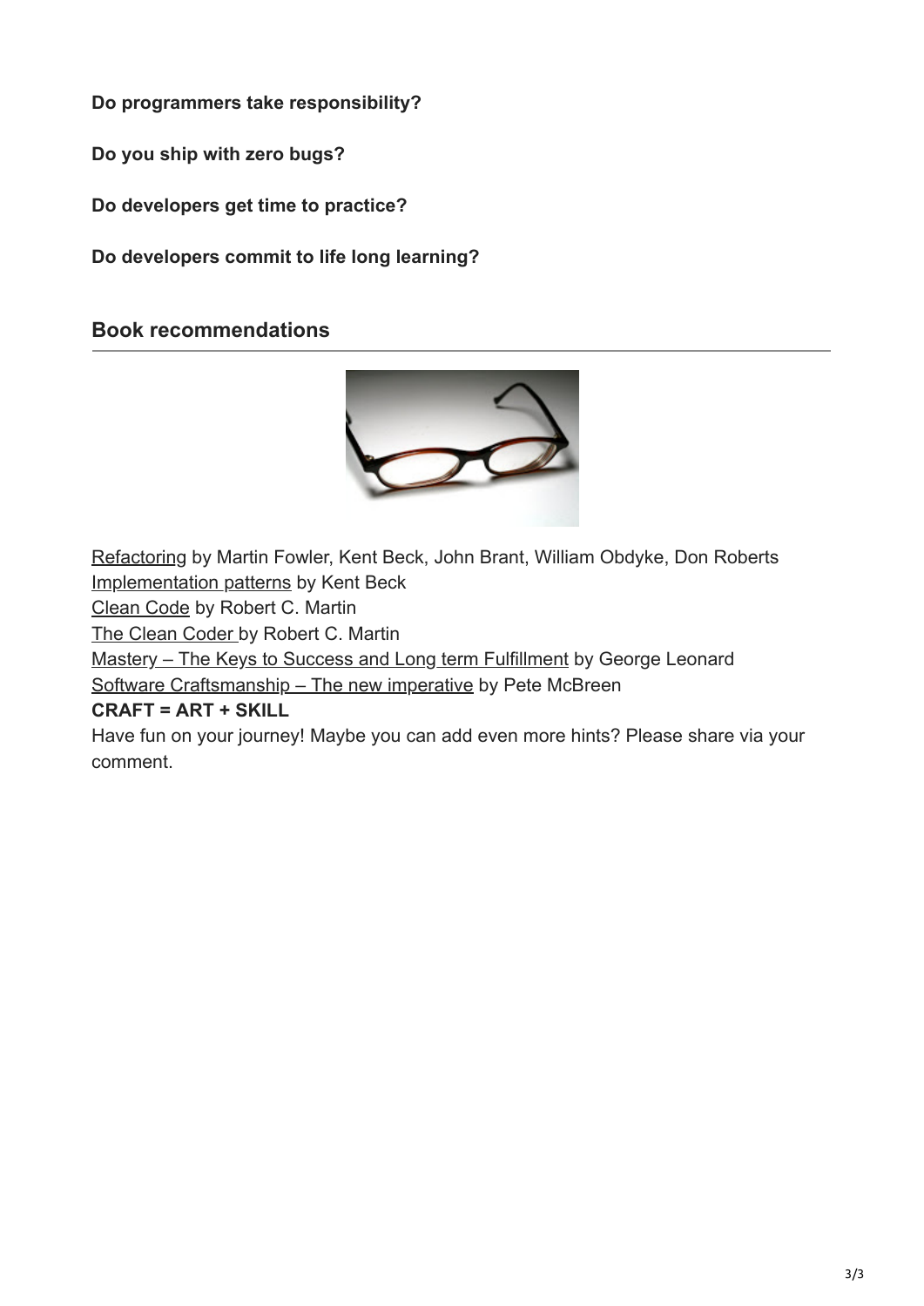**Do programmers take responsibility?**

**Do you ship with zero bugs?**

**Do developers get time to practice?**

**Do developers commit to life long learning?**

## Book recommendations

Refactoring by Martin Fowler, Kent Beck, John Brant, William Obdyke, Don Roberts
Implementation patterns by Kent Beck
Clean Code by Robert C. Martin
The Clean Coder by Robert C. Martin
Mastery – The Keys to Success and Long term Fulfillment by George Leonard
Software Craftsmanship – The new imperative by Pete McBreen
**CRAFT = ART + SKILL**
Have fun on your journey! Maybe you can add even more hints? Please share via your comment.